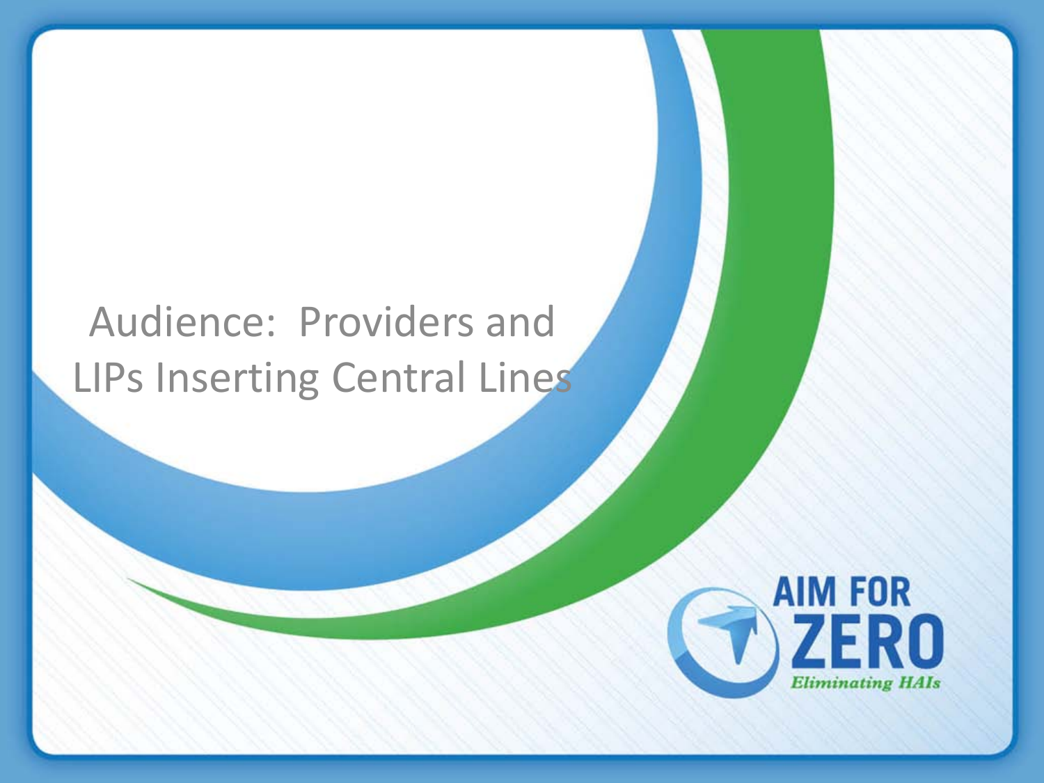Audience: Providers and LIPs Inserting Central Lines

AIM FOR ZERO

*Eliminating HAIs*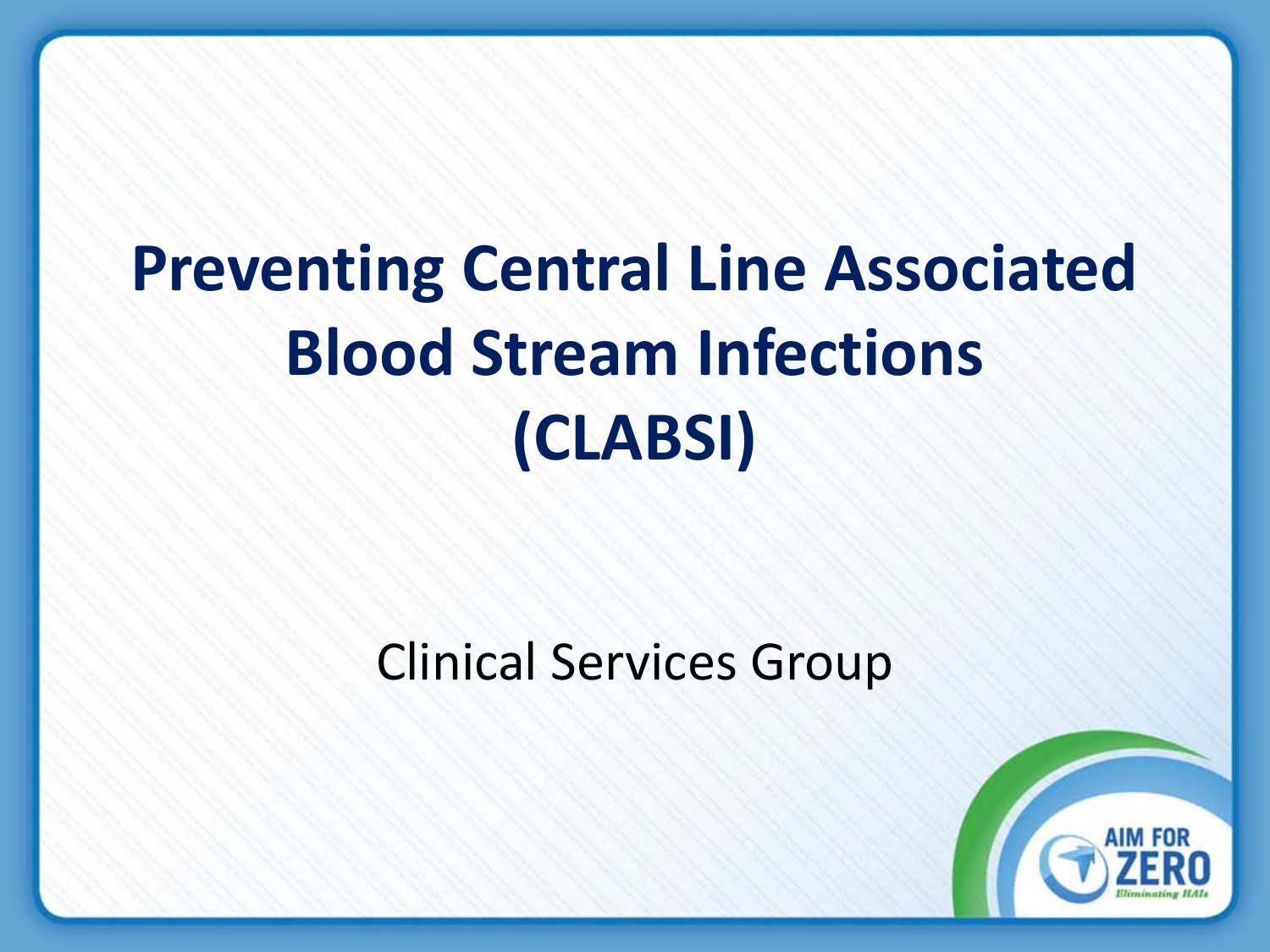# Preventing Central Line Associated Blood Stream Infections (CLABSI)

Clinical Services Group

AIM FOR ZERO

*Eliminating HAIs*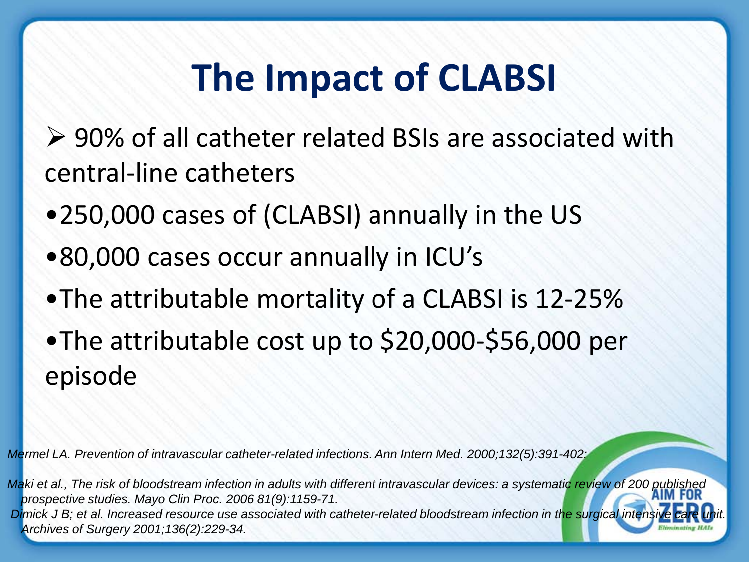# The Impact of CLABSI

- 90% of all catheter related BSIs are associated with central-line catheters
- 250,000 cases of (CLABSI) annually in the US
- 80,000 cases occur annually in ICU's
- The attributable mortality of a CLABSI is 12-25%
- The attributable cost up to $20,000-$56,000 per episode

*Mermel LA. Prevention of intravascular catheter-related infections. Ann Intern Med. 2000;132(5):391-402:*

*Maki et al., The risk of bloodstream infection in adults with different intravascular devices: a systematic review of 200 published prospective studies. Mayo Clin Proc. 2006 81(9):1159-71.*

*Dimick J B; et al. Increased resource use associated with catheter-related bloodstream infection in the surgical intensive care unit. Archives of Surgery 2001;136(2):229-34.*

AIM FOR ZERO
Eliminating HAIs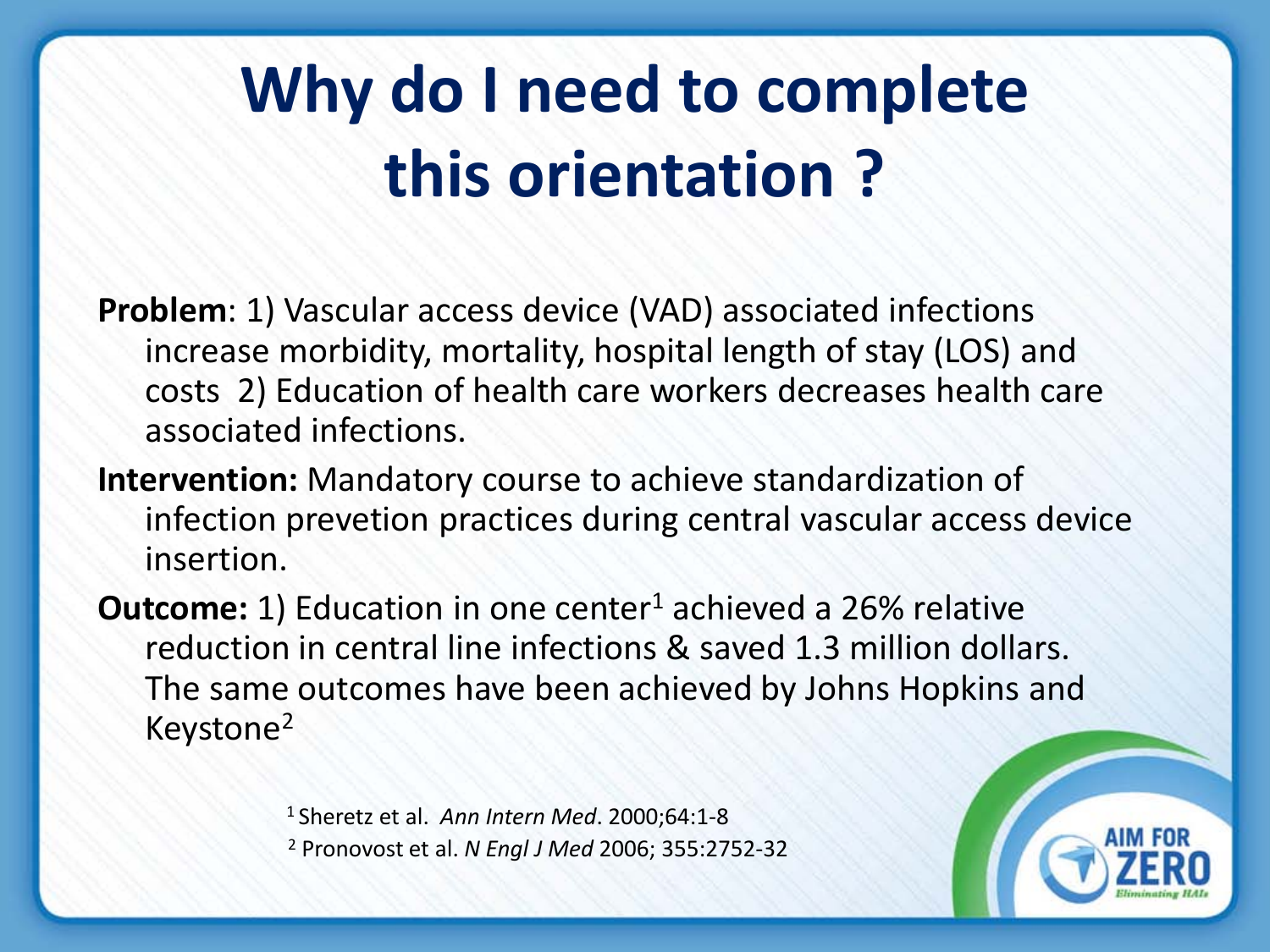# Why do I need to complete this orientation ?

**Problem**: 1) Vascular access device (VAD) associated infections increase morbidity, mortality, hospital length of stay (LOS) and costs 2) Education of health care workers decreases health care associated infections.

**Intervention:** Mandatory course to achieve standardization of infection prevetion practices during central vascular access device insertion.

**Outcome:** 1) Education in one center[1] achieved a 26% relative reduction in central line infections & saved 1.3 million dollars. The same outcomes have been achieved by Johns Hopkins and Keystone[2]

[1] Sheretz et al. *Ann Intern Med*. 2000;64:1-8

[2] Pronovost et al. *N Engl J Med* 2006; 355:2752-32

AIM FOR ZERO

*Eliminating HAIs*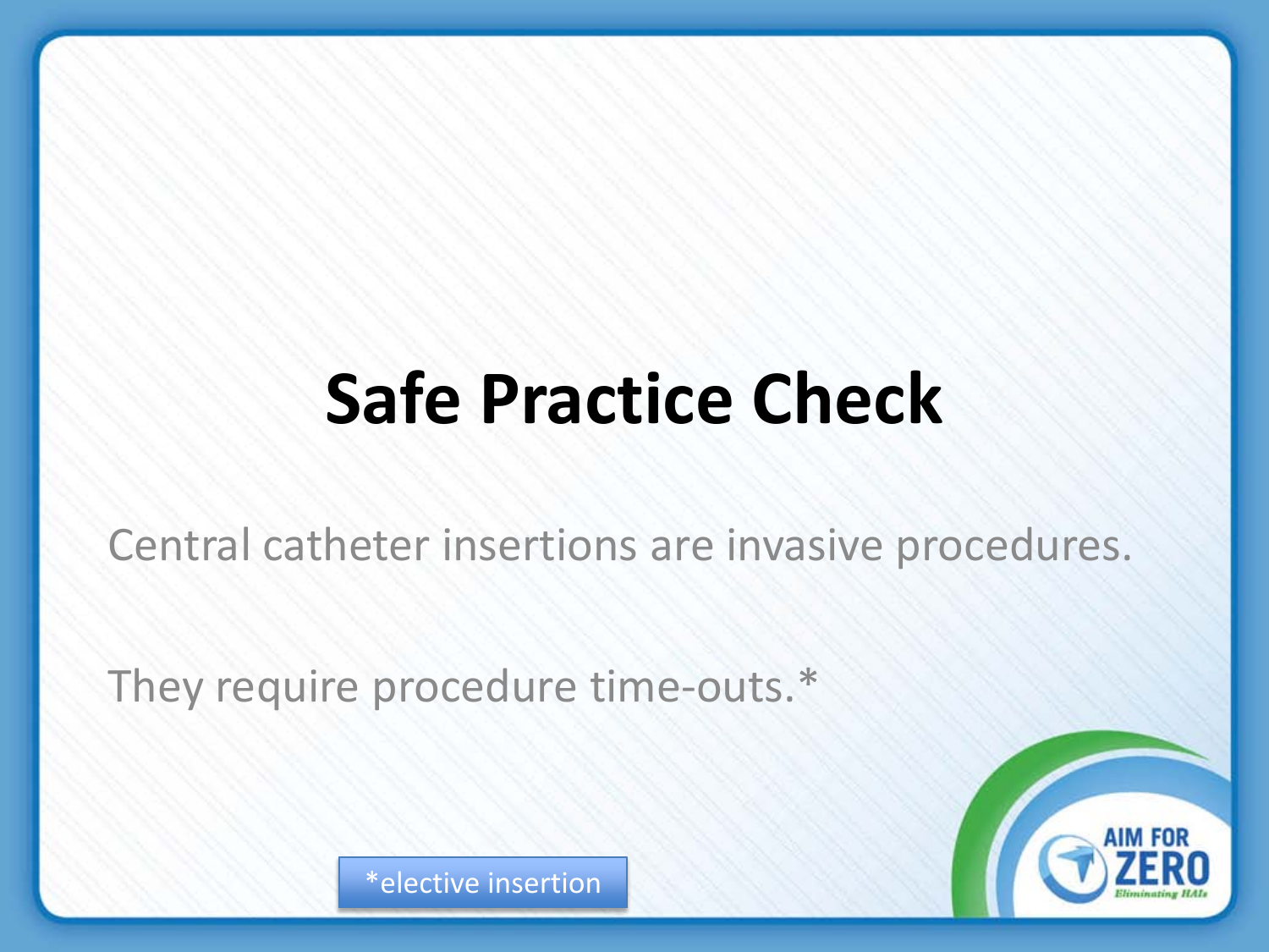# Safe Practice Check

Central catheter insertions are invasive procedures.

They require procedure time-outs.*

*elective insertion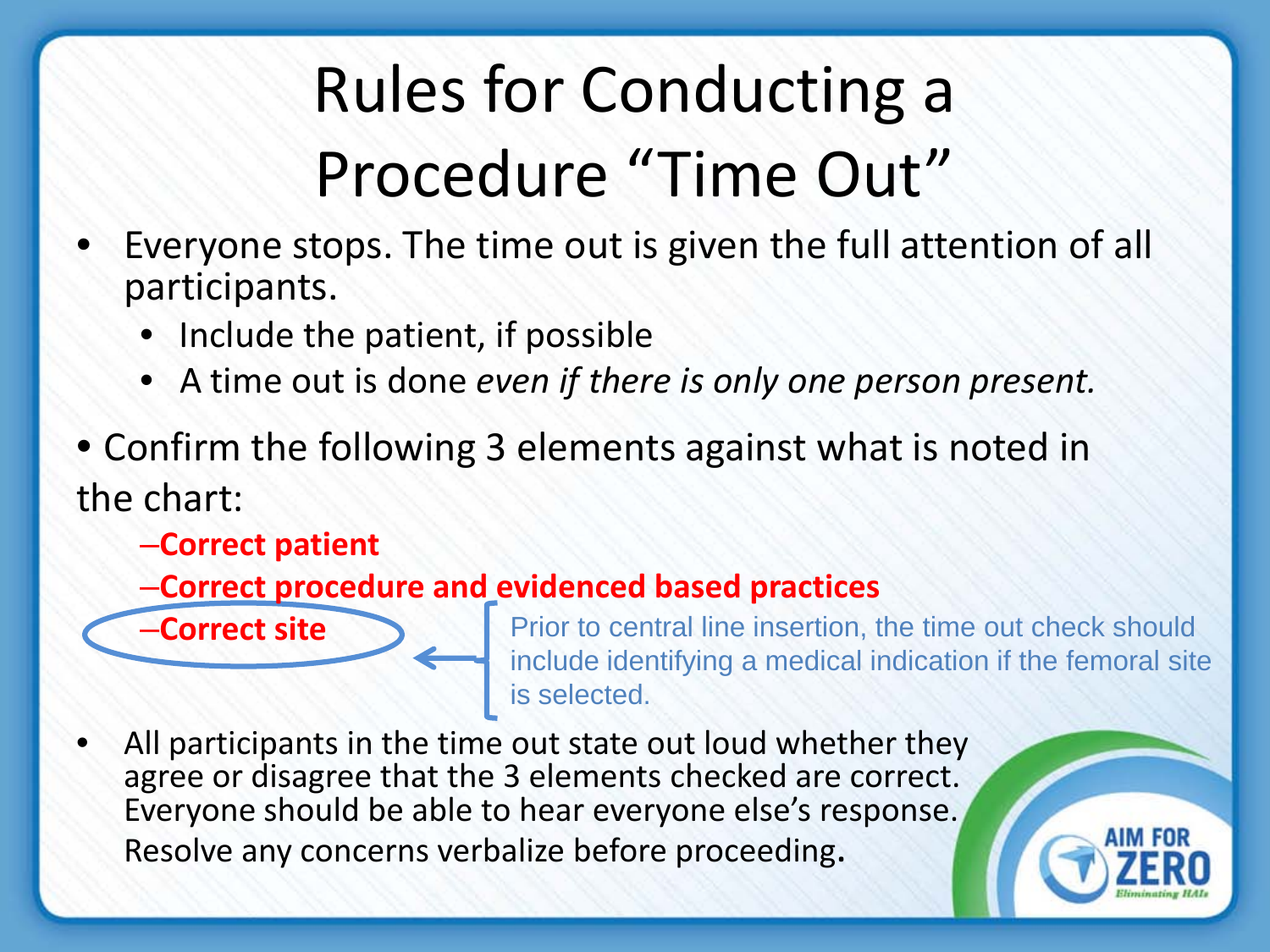# Rules for Conducting a Procedure "Time Out"

- Everyone stops. The time out is given the full attention of all participants.
  - Include the patient, if possible
  - A time out is done *even if there is only one person present.*

- Confirm the following 3 elements against what is noted in the chart:
  - **Correct patient**
  - **Correct procedure and evidenced based practices**
  - **Correct site**

Prior to central line insertion, the time out check should include identifying a medical indication if the femoral site is selected.

- All participants in the time out state out loud whether they agree or disagree that the 3 elements checked are correct. Everyone should be able to hear everyone else's response. Resolve any concerns verbalize before proceeding.

AIM FOR ZERO
Eliminating HAIs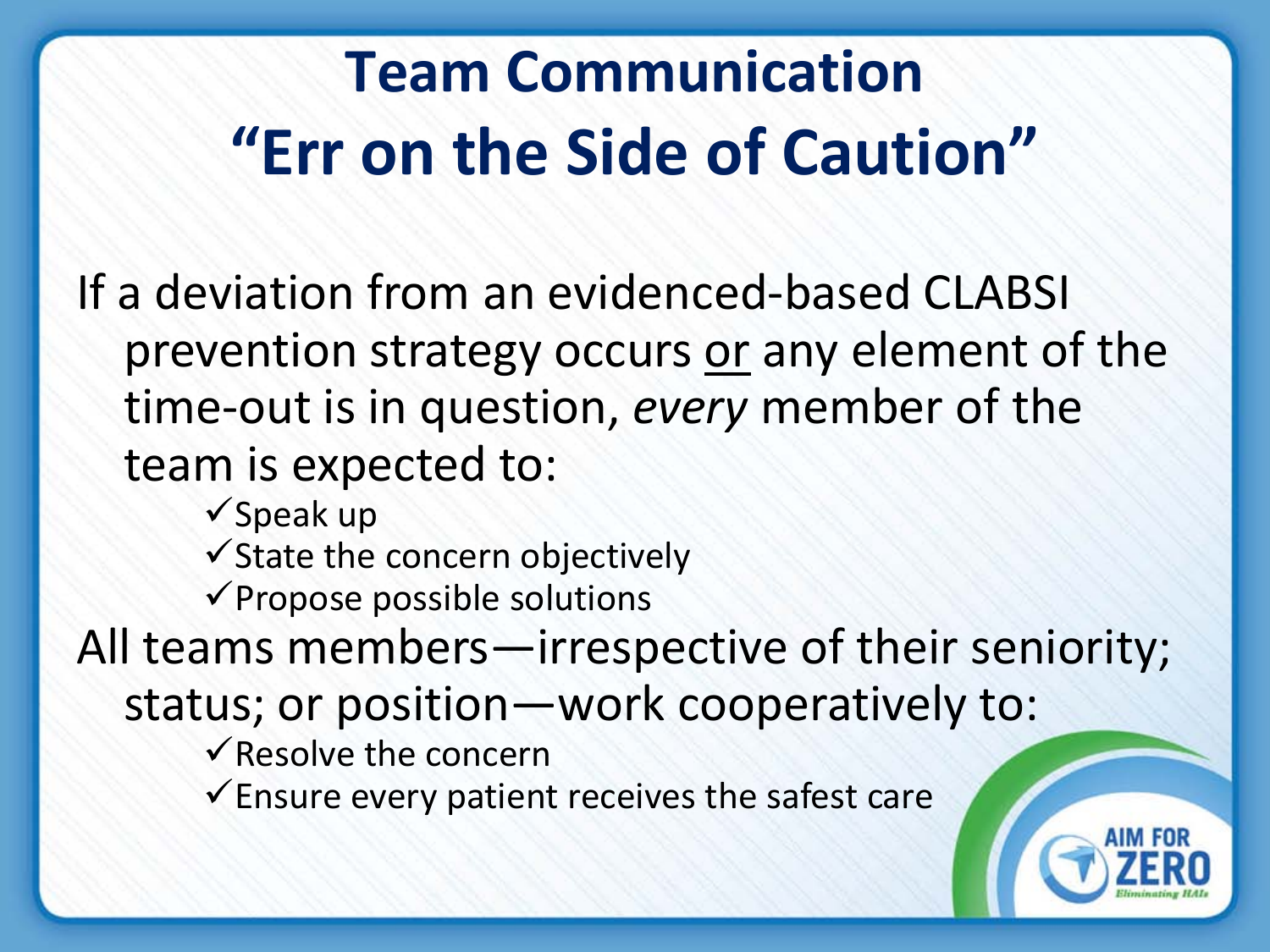# Team Communication "Err on the Side of Caution"

If a deviation from an evidenced-based CLABSI prevention strategy occurs <u>or</u> any element of the time-out is in question, *every* member of the team is expected to:

- ✓ Speak up
- ✓ State the concern objectively
- ✓ Propose possible solutions

All teams members—irrespective of their seniority; status; or position—work cooperatively to:

- ✓ Resolve the concern
- ✓ Ensure every patient receives the safest care

AIM FOR ZERO
Eliminating HAIs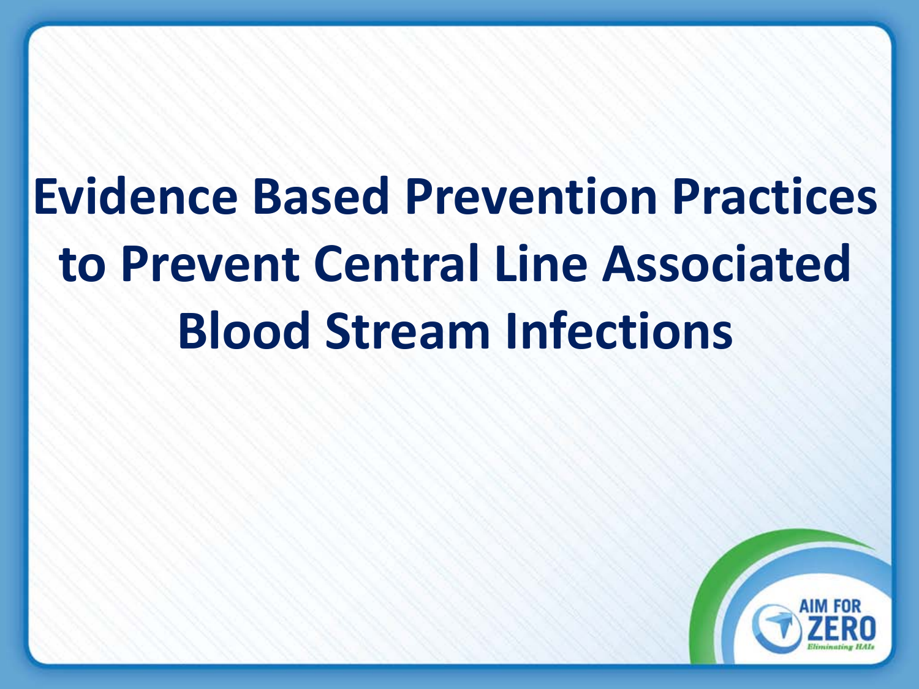# Evidence Based Prevention Practices to Prevent Central Line Associated Blood Stream Infections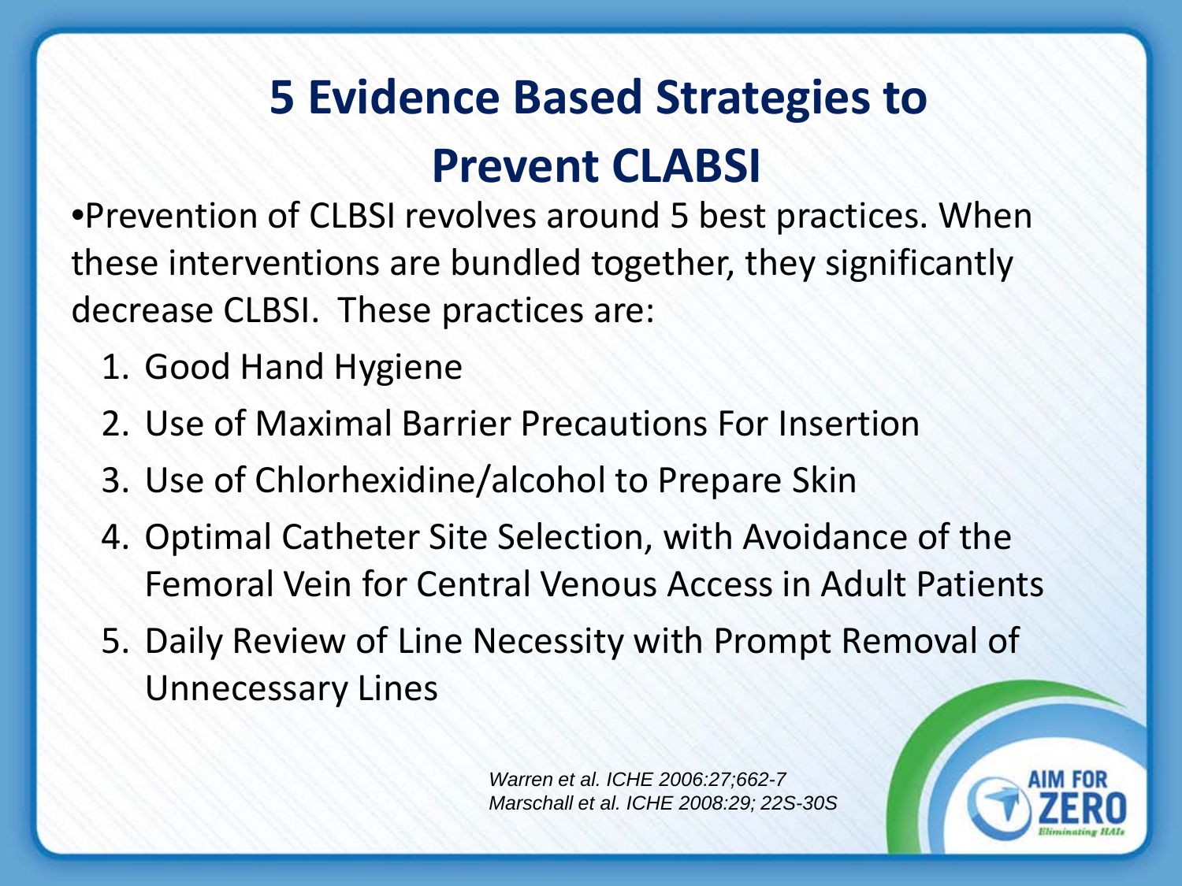# 5 Evidence Based Strategies to Prevent CLABSI

- Prevention of CLBSI revolves around 5 best practices. When these interventions are bundled together, they significantly decrease CLBSI. These practices are:
  1. Good Hand Hygiene
  2. Use of Maximal Barrier Precautions For Insertion
  3. Use of Chlorhexidine/alcohol to Prepare Skin
  4. Optimal Catheter Site Selection, with Avoidance of the Femoral Vein for Central Venous Access in Adult Patients
  5. Daily Review of Line Necessity with Prompt Removal of Unnecessary Lines

*Warren et al. ICHE 2006:27;662-7*
*Marschall et al. ICHE 2008:29; 22S-30S*

AIM FOR ZERO
Eliminating HAIs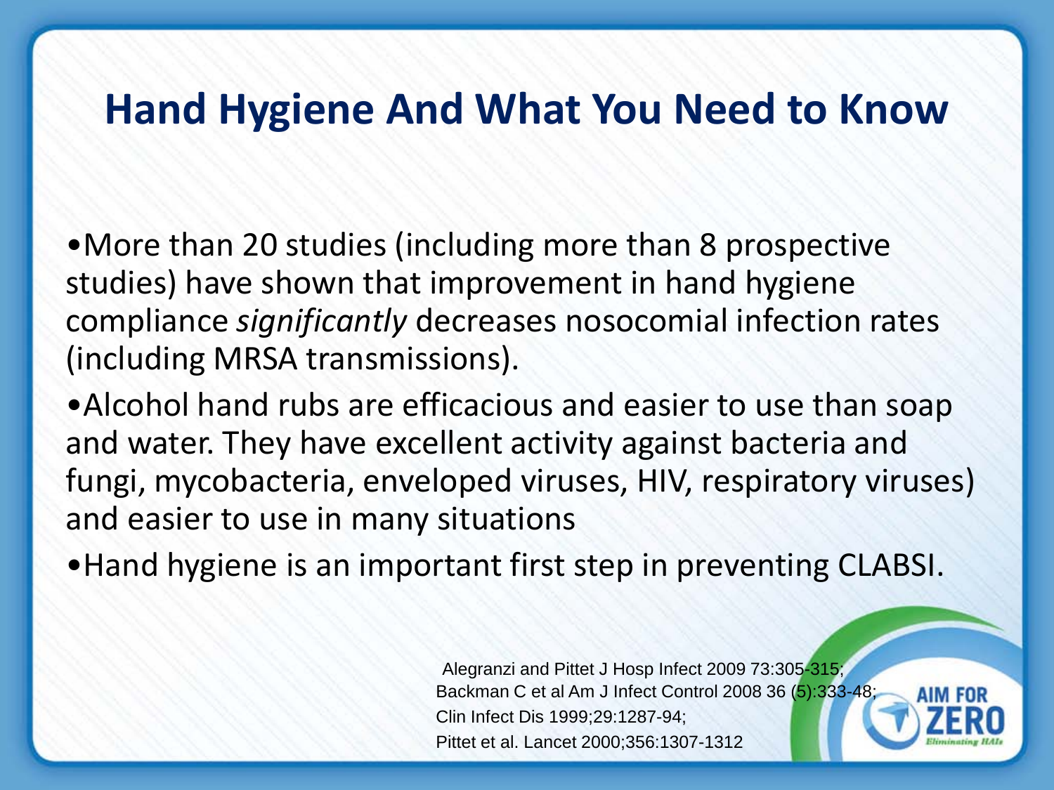# Hand Hygiene And What You Need to Know

- More than 20 studies (including more than 8 prospective studies) have shown that improvement in hand hygiene compliance *significantly* decreases nosocomial infection rates (including MRSA transmissions).
- Alcohol hand rubs are efficacious and easier to use than soap and water. They have excellent activity against bacteria and fungi, mycobacteria, enveloped viruses, HIV, respiratory viruses) and easier to use in many situations
- Hand hygiene is an important first step in preventing CLABSI.

Alegranzi and Pittet J Hosp Infect 2009 73:305-315;
Backman C et al Am J Infect Control 2008 36 (5):333-48;
Clin Infect Dis 1999;29:1287-94;
Pittet et al. Lancet 2000;356:1307-1312

AIM FOR ZERO
Eliminating HAIs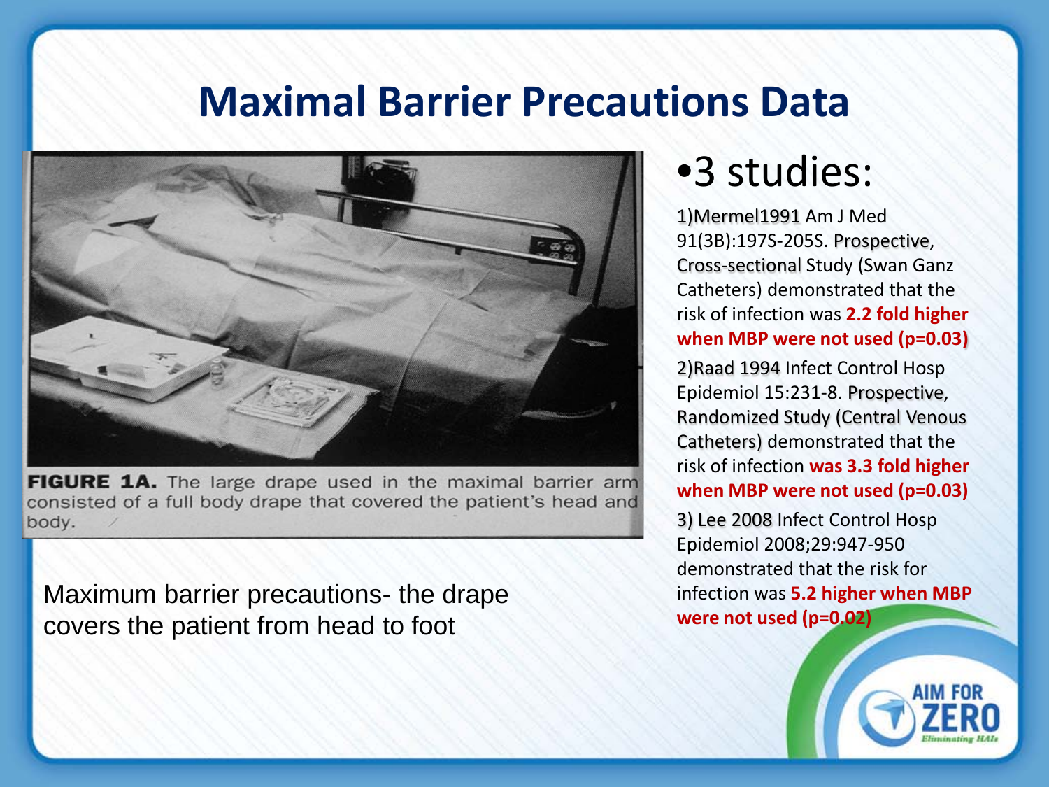# Maximal Barrier Precautions Data

FIGURE 1A. The large drape used in the maximal barrier arm consisted of a full body drape that covered the patient's head and body.

Maximum barrier precautions- the drape covers the patient from head to foot

- 3 studies:

1) Mermel1991 Am J Med 91(3B):197S-205S. Prospective, Cross-sectional Study (Swan Ganz Catheters) demonstrated that the risk of infection was **2.2 fold higher when MBP were not used (p=0.03)**

2) Raad 1994 Infect Control Hosp Epidemiol 15:231-8. Prospective, Randomized Study (Central Venous Catheters) demonstrated that the risk of infection **was 3.3 fold higher when MBP were not used (p=0.03)**

3) Lee 2008 Infect Control Hosp Epidemiol 2008;29:947-950 demonstrated that the risk for infection was **5.2 higher when MBP were not used (p=0.02)**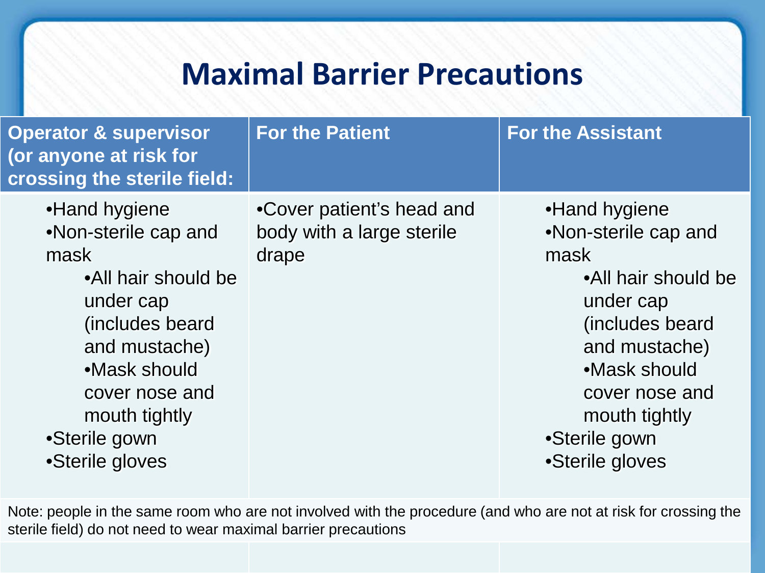# Maximal Barrier Precautions

| Operator & supervisor (or anyone at risk for crossing the sterile field: | For the Patient | For the Assistant |
|---|---|---|
| •Hand hygiene<br>•Non-sterile cap and mask<br>•All hair should be under cap (includes beard and mustache)<br>•Mask should cover nose and mouth tightly<br>•Sterile gown<br>•Sterile gloves | •Cover patient's head and body with a large sterile drape | •Hand hygiene<br>•Non-sterile cap and mask<br>•All hair should be under cap (includes beard and mustache)<br>•Mask should cover nose and mouth tightly<br>•Sterile gown<br>•Sterile gloves |

Note: people in the same room who are not involved with the procedure (and who are not at risk for crossing the sterile field) do not need to wear maximal barrier precautions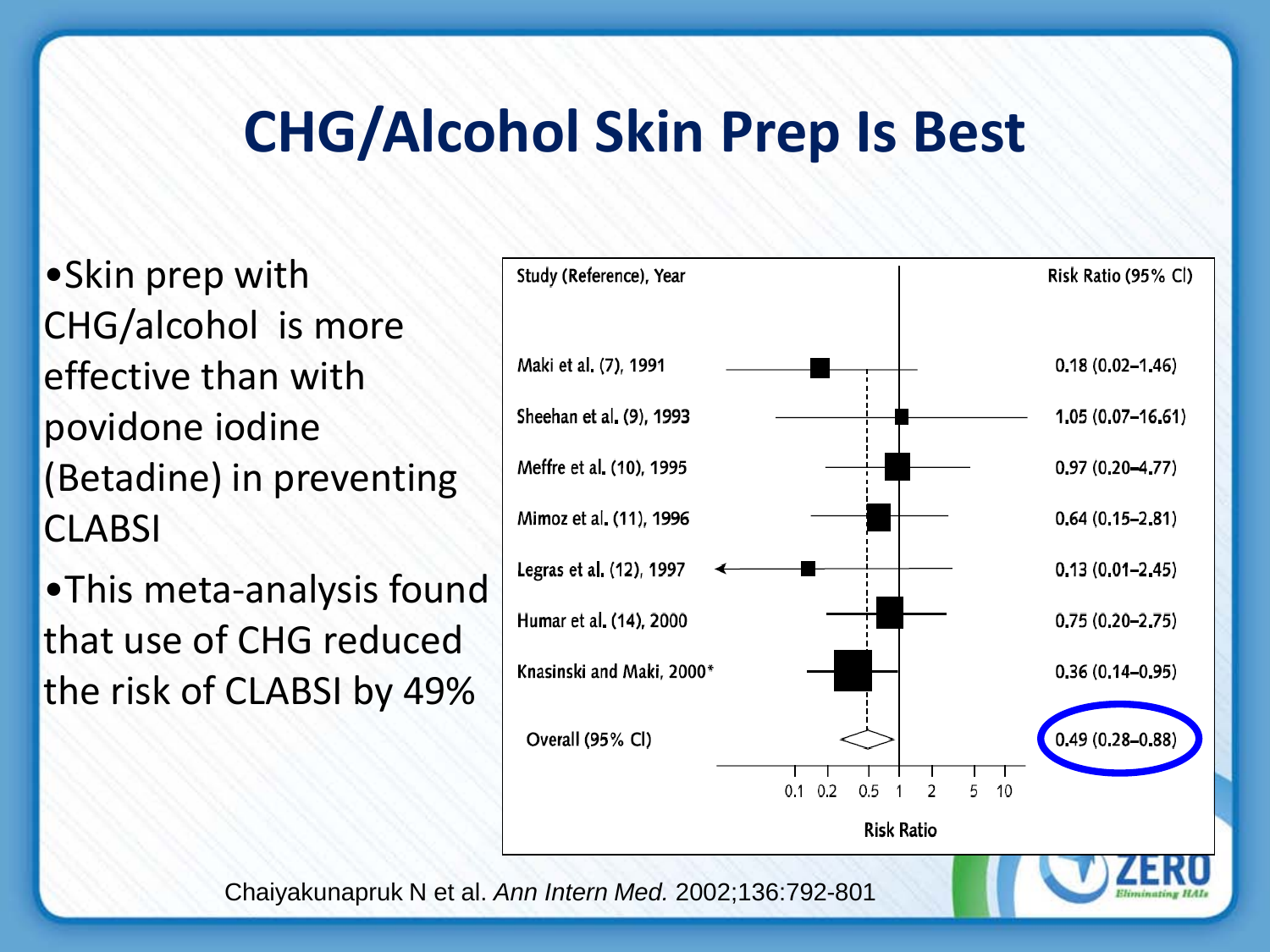# CHG/Alcohol Skin Prep Is Best

- Skin prep with CHG/alcohol is more effective than with povidone iodine (Betadine) in preventing CLABSI
- This meta-analysis found that use of CHG reduced the risk of CLABSI by 49%

| Study (Reference), Year | Risk Ratio (95% CI) |
|---|---|
| Maki et al. (7), 1991 | 0.18 (0.02–1.46) |
| Sheehan et al. (9), 1993 | 1.05 (0.07–16.61) |
| Meffre et al. (10), 1995 | 0.97 (0.20–4.77) |
| Mimoz et al. (11), 1996 | 0.64 (0.15–2.81) |
| Legras et al. (12), 1997 | 0.13 (0.01–2.45) |
| Humar et al. (14), 2000 | 0.75 (0.20–2.75) |
| Knasinski and Maki, 2000* | 0.36 (0.14–0.95) |
| Overall (95% CI) | 0.49 (0.28–0.88) |

Risk Ratio

Chaiyakunapruk N et al. *Ann Intern Med.* 2002;136:792-801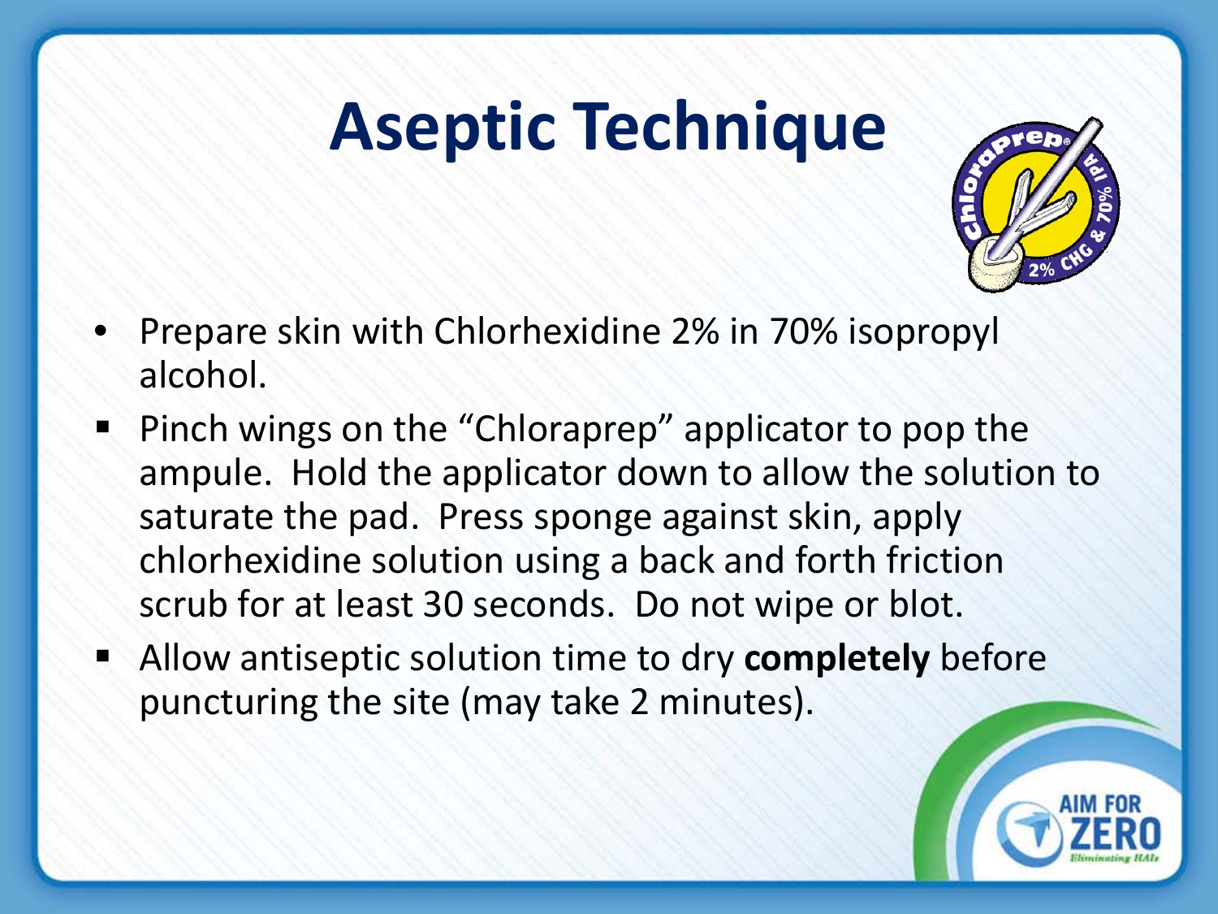# Aseptic Technique

- Prepare skin with Chlorhexidine 2% in 70% isopropyl alcohol.
- Pinch wings on the "Chloraprep" applicator to pop the ampule. Hold the applicator down to allow the solution to saturate the pad. Press sponge against skin, apply chlorhexidine solution using a back and forth friction scrub for at least 30 seconds. Do not wipe or blot.
- Allow antiseptic solution time to dry **completely** before puncturing the site (may take 2 minutes).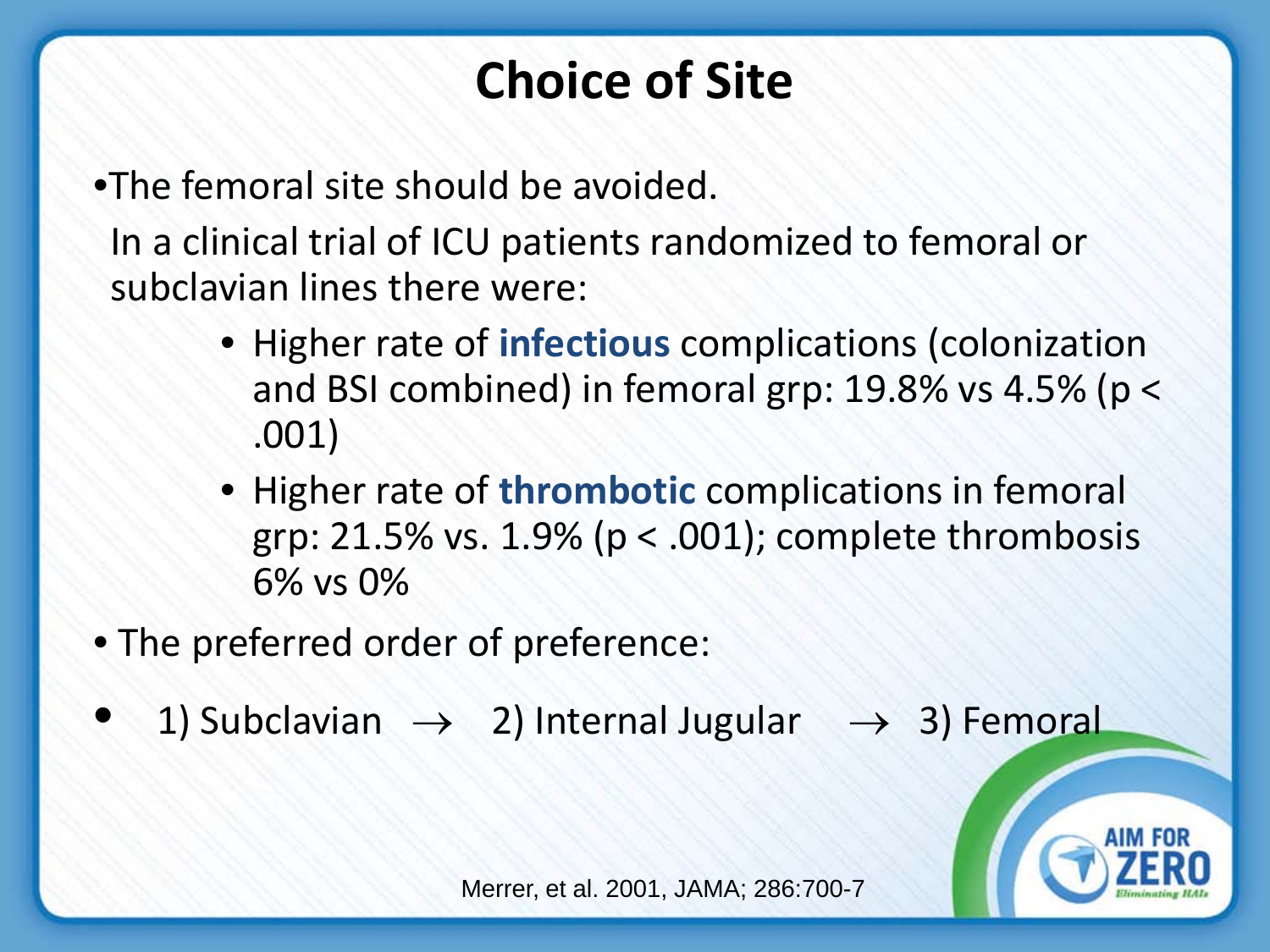# Choice of Site

- The femoral site should be avoided.

  In a clinical trial of ICU patients randomized to femoral or subclavian lines there were:

  - Higher rate of **infectious** complications (colonization and BSI combined) in femoral grp: 19.8% vs 4.5% ($p < .001$)
  - Higher rate of **thrombotic** complications in femoral grp: 21.5% vs. 1.9% ($p < .001$); complete thrombosis 6% vs 0%

- The preferred order of preference:
- 1) Subclavian $\rightarrow$ 2) Internal Jugular $\rightarrow$ 3) Femoral

Merrer, et al. 2001, JAMA; 286:700-7

AIM FOR ZERO *Eliminating HAIs*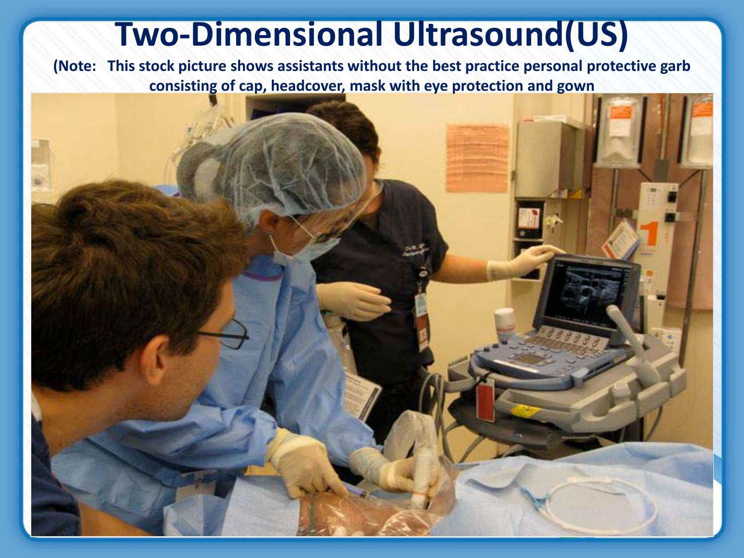# Two-Dimensional Ultrasound(US)

**(Note: This stock picture shows assistants without the best practice personal protective garb consisting of cap, headcover, mask with eye protection and gown**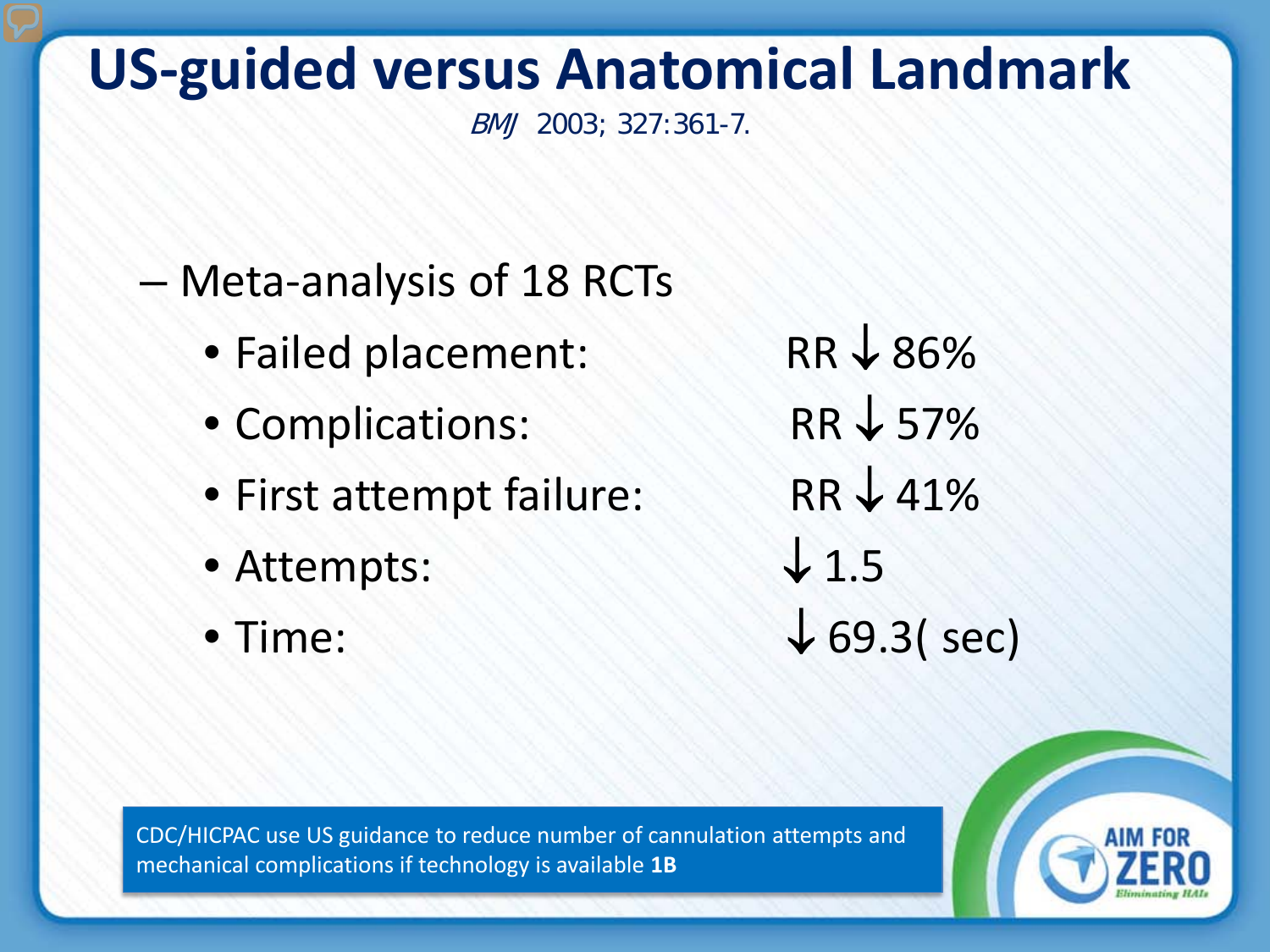# US-guided versus Anatomical Landmark

*BMJ* 2003; 327:361-7.

- Meta-analysis of 18 RCTs
  - Failed placement: RR ↓ 86%
  - Complications: RR ↓ 57%
  - First attempt failure: RR ↓ 41%
  - Attempts: ↓ 1.5
  - Time: ↓ 69.3( sec)

CDC/HICPAC use US guidance to reduce number of cannulation attempts and mechanical complications if technology is available **1B**

AIM FOR ZERO
Eliminating HAIs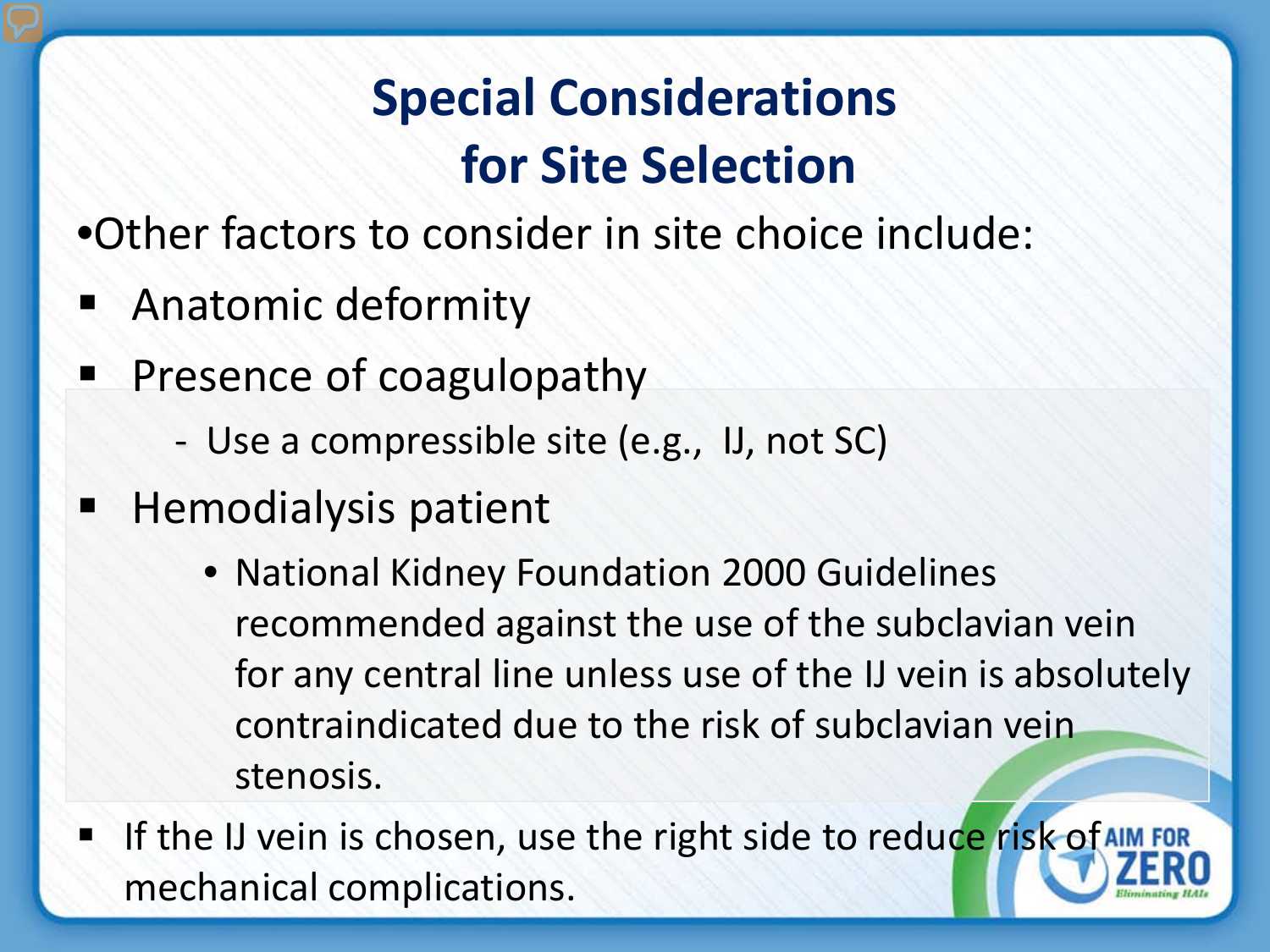# Special Considerations for Site Selection

- Other factors to consider in site choice include:
  - Anatomic deformity
  - Presence of coagulopathy
    - Use a compressible site (e.g., IJ, not SC)
  - Hemodialysis patient
    - National Kidney Foundation 2000 Guidelines recommended against the use of the subclavian vein for any central line unless use of the IJ vein is absolutely contraindicated due to the risk of subclavian vein stenosis.
  - If the IJ vein is chosen, use the right side to reduce risk of mechanical complications.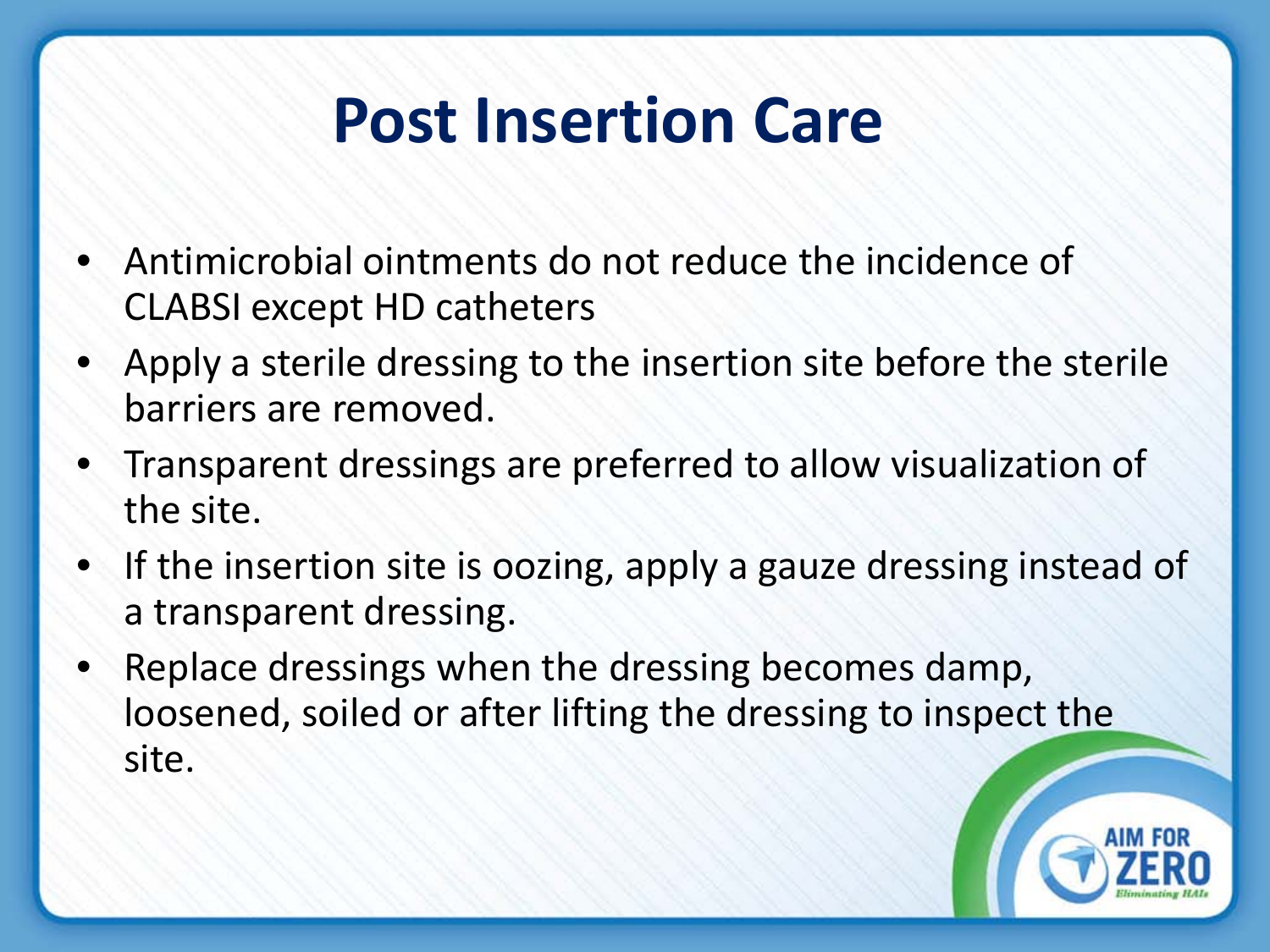# Post Insertion Care

- Antimicrobial ointments do not reduce the incidence of CLABSI except HD catheters
- Apply a sterile dressing to the insertion site before the sterile barriers are removed.
- Transparent dressings are preferred to allow visualization of the site.
- If the insertion site is oozing, apply a gauze dressing instead of a transparent dressing.
- Replace dressings when the dressing becomes damp, loosened, soiled or after lifting the dressing to inspect the site.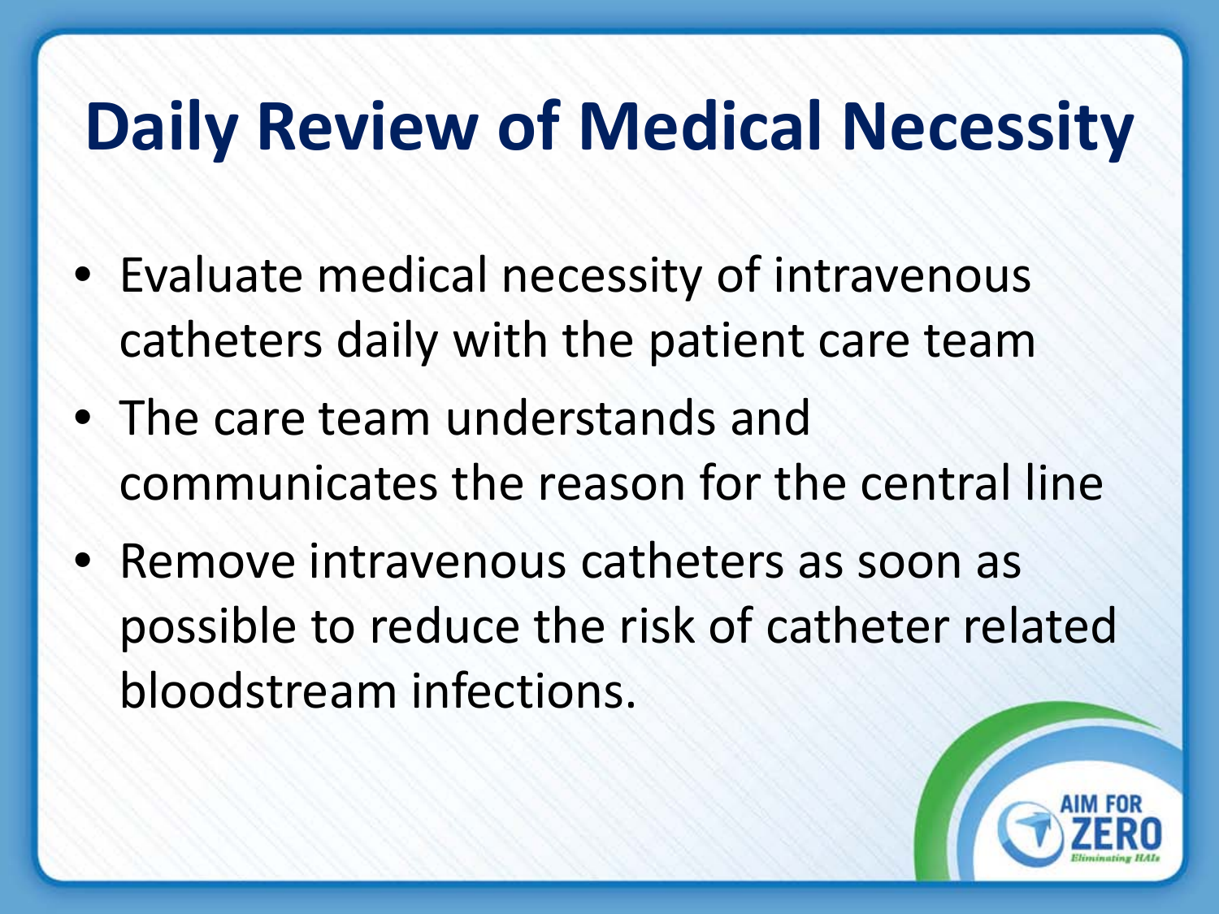# Daily Review of Medical Necessity

- Evaluate medical necessity of intravenous catheters daily with the patient care team
- The care team understands and communicates the reason for the central line
- Remove intravenous catheters as soon as possible to reduce the risk of catheter related bloodstream infections.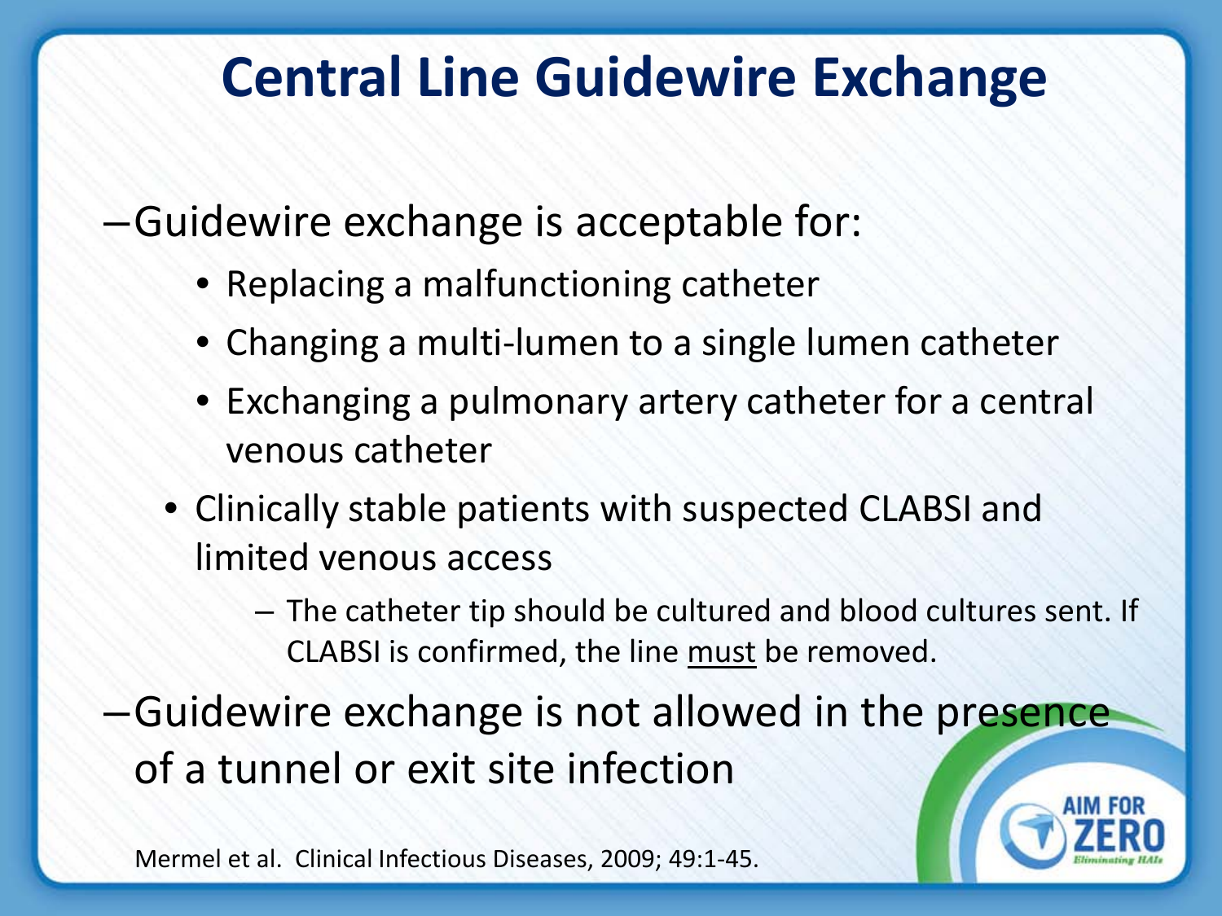# Central Line Guidewire Exchange

- Guidewire exchange is acceptable for:
  - Replacing a malfunctioning catheter
  - Changing a multi-lumen to a single lumen catheter
  - Exchanging a pulmonary artery catheter for a central venous catheter
  - Clinically stable patients with suspected CLABSI and limited venous access
    - The catheter tip should be cultured and blood cultures sent. If CLABSI is confirmed, the line <u>must</u> be removed.
- Guidewire exchange is not allowed in the presence of a tunnel or exit site infection

Mermel et al. Clinical Infectious Diseases, 2009; 49:1-45.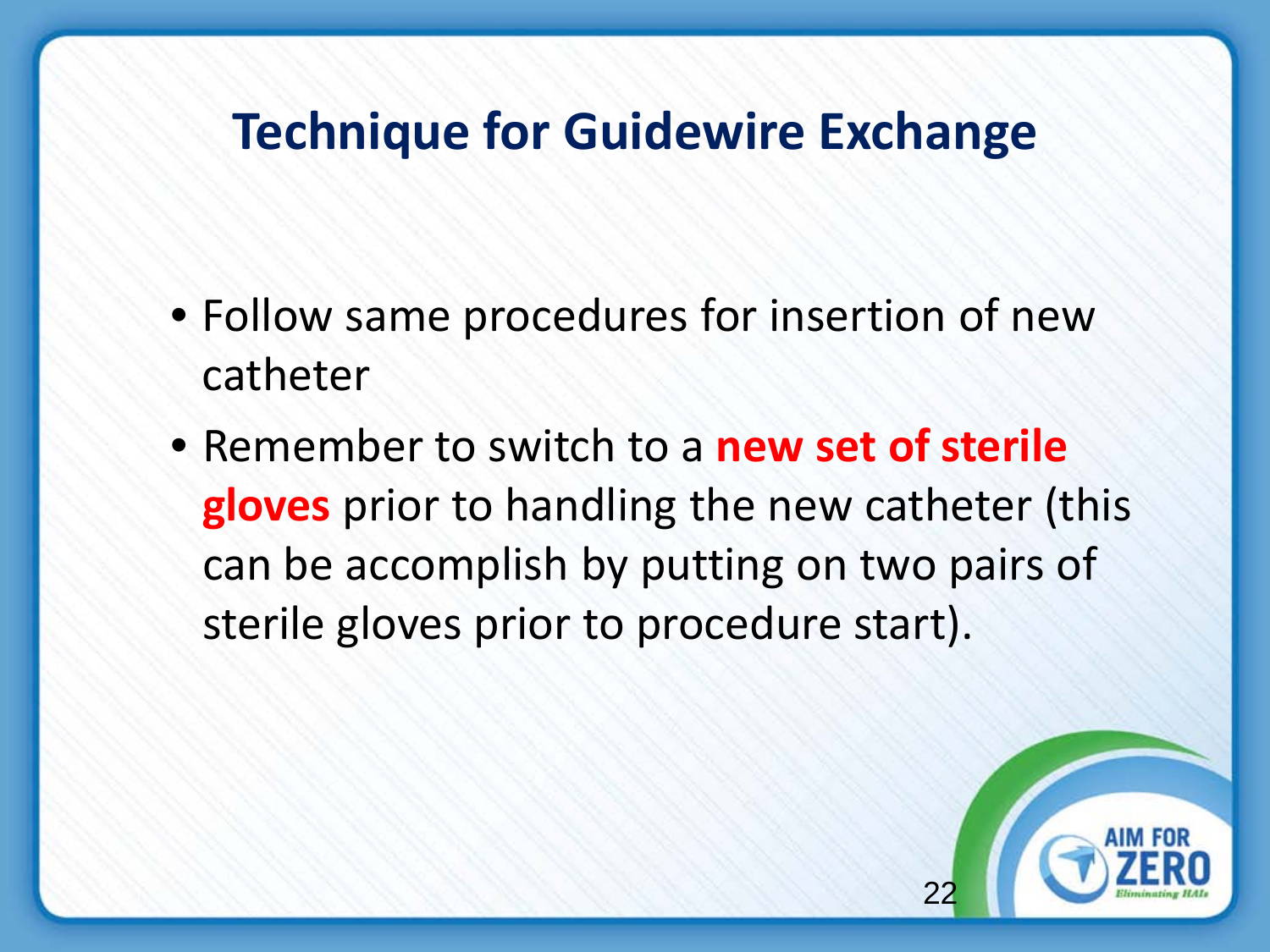# Technique for Guidewire Exchange

- Follow same procedures for insertion of new catheter
- Remember to switch to a **new set of sterile gloves** prior to handling the new catheter (this can be accomplish by putting on two pairs of sterile gloves prior to procedure start).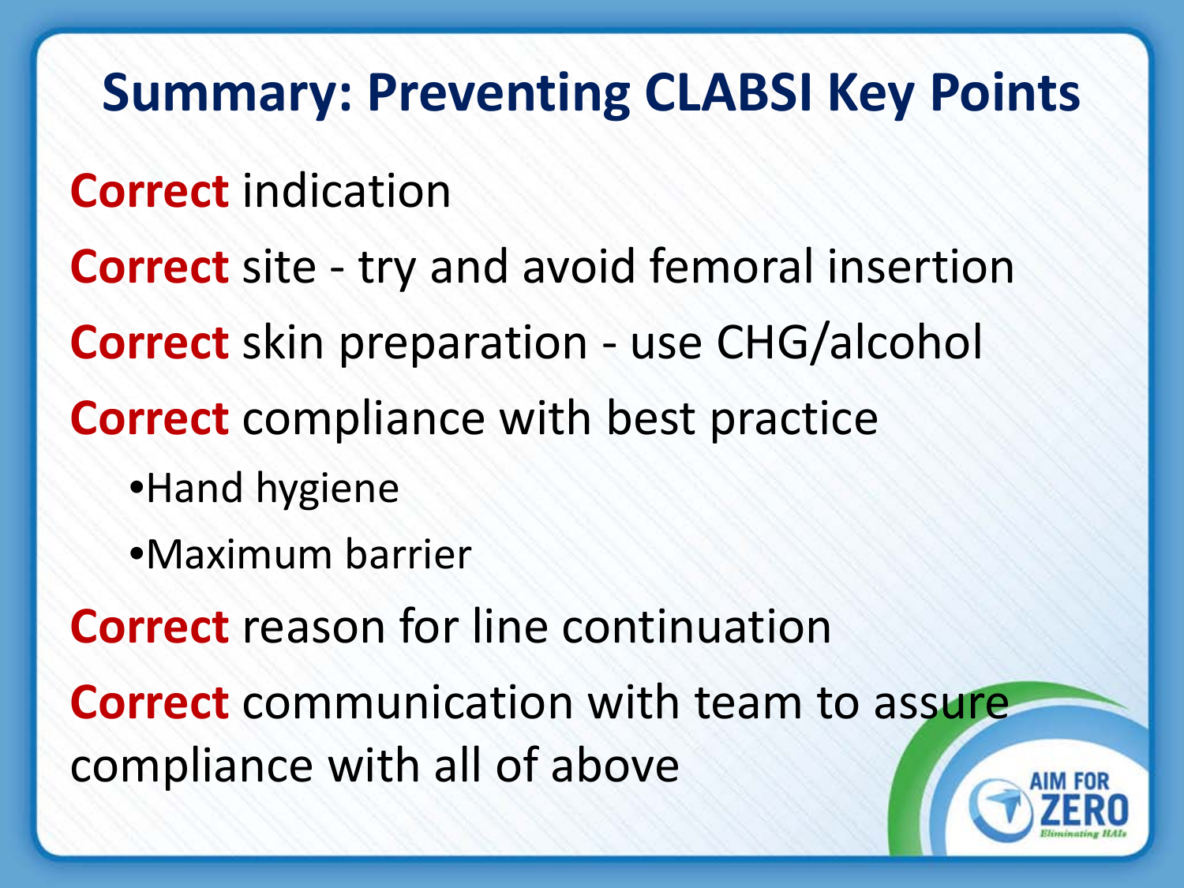# Summary: Preventing CLABSI Key Points

**Correct** indication

**Correct** site - try and avoid femoral insertion

**Correct** skin preparation - use CHG/alcohol

**Correct** compliance with best practice

- Hand hygiene
- Maximum barrier

**Correct** reason for line continuation

**Correct** communication with team to assure compliance with all of above

AIM FOR ZERO
Eliminating HAIs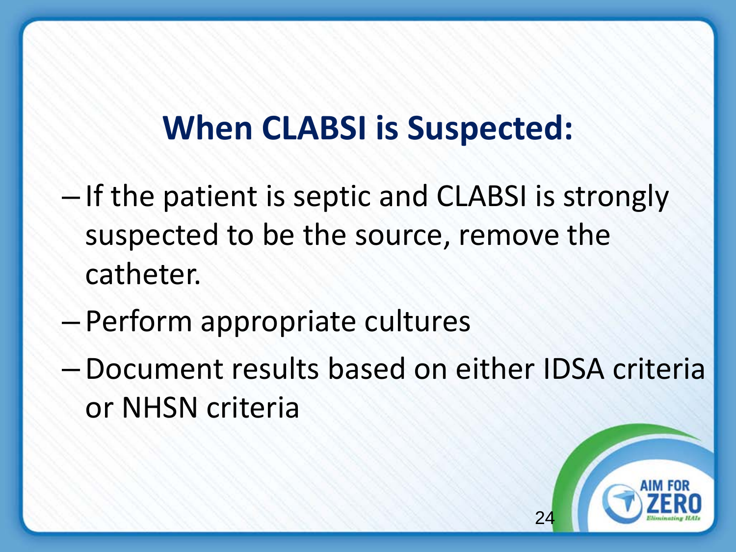# When CLABSI is Suspected:

- If the patient is septic and CLABSI is strongly suspected to be the source, remove the catheter.
- Perform appropriate cultures
- Document results based on either IDSA criteria or NHSN criteria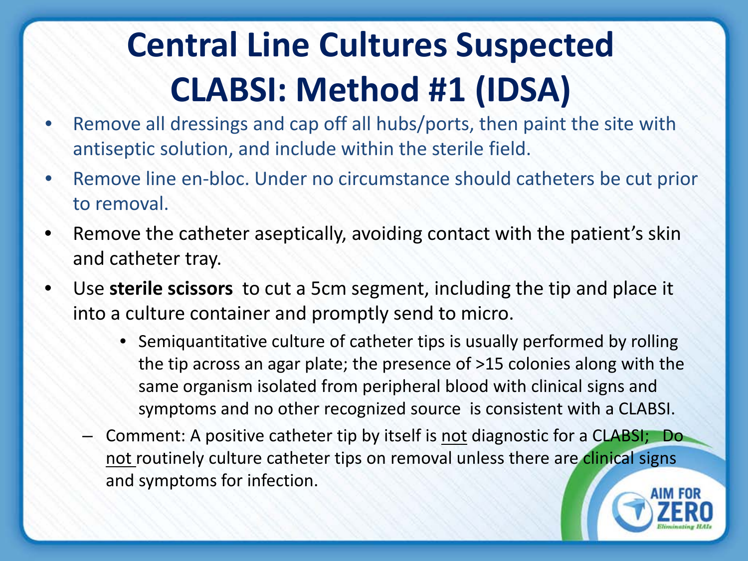# Central Line Cultures Suspected CLABSI: Method #1 (IDSA)

- Remove all dressings and cap off all hubs/ports, then paint the site with antiseptic solution, and include within the sterile field.
- Remove line en-bloc. Under no circumstance should catheters be cut prior to removal.
- Remove the catheter aseptically, avoiding contact with the patient's skin and catheter tray.
- Use **sterile scissors** to cut a 5cm segment, including the tip and place it into a culture container and promptly send to micro.
  - Semiquantitative culture of catheter tips is usually performed by rolling the tip across an agar plate; the presence of >15 colonies along with the same organism isolated from peripheral blood with clinical signs and symptoms and no other recognized source is consistent with a CLABSI.
  - Comment: A positive catheter tip by itself is <u>not</u> diagnostic for a CLABSI; Do <u>not</u> routinely culture catheter tips on removal unless there are clinical signs and symptoms for infection.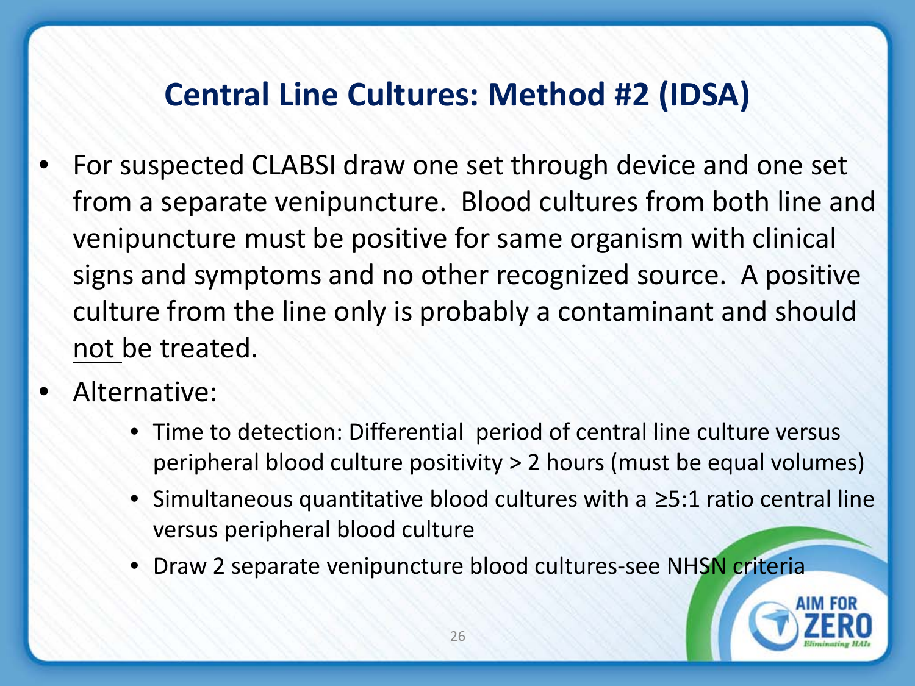## Central Line Cultures: Method #2 (IDSA)

- For suspected CLABSI draw one set through device and one set from a separate venipuncture. Blood cultures from both line and venipuncture must be positive for same organism with clinical signs and symptoms and no other recognized source. A positive culture from the line only is probably a contaminant and should <u>not</u> be treated.
- Alternative:
  - Time to detection: Differential period of central line culture versus peripheral blood culture positivity > 2 hours (must be equal volumes)
  - Simultaneous quantitative blood cultures with a ≥5:1 ratio central line versus peripheral blood culture
  - Draw 2 separate venipuncture blood cultures-see NHSN criteria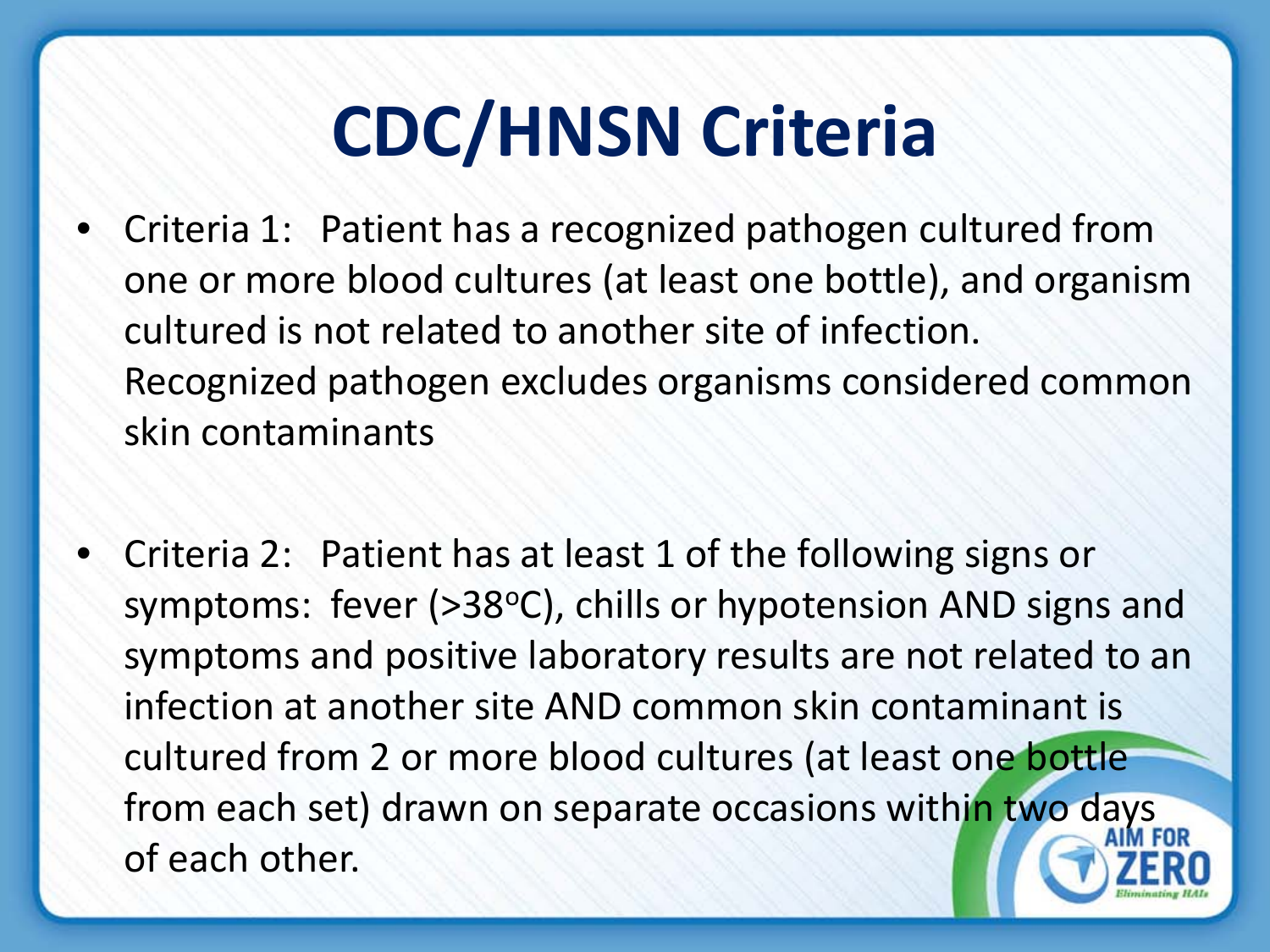# CDC/HNSN Criteria

- Criteria 1: Patient has a recognized pathogen cultured from one or more blood cultures (at least one bottle), and organism cultured is not related to another site of infection. Recognized pathogen excludes organisms considered common skin contaminants

- Criteria 2: Patient has at least 1 of the following signs or symptoms: fever (>38$^{o}$C), chills or hypotension AND signs and symptoms and positive laboratory results are not related to an infection at another site AND common skin contaminant is cultured from 2 or more blood cultures (at least one bottle from each set) drawn on separate occasions within two days of each other.